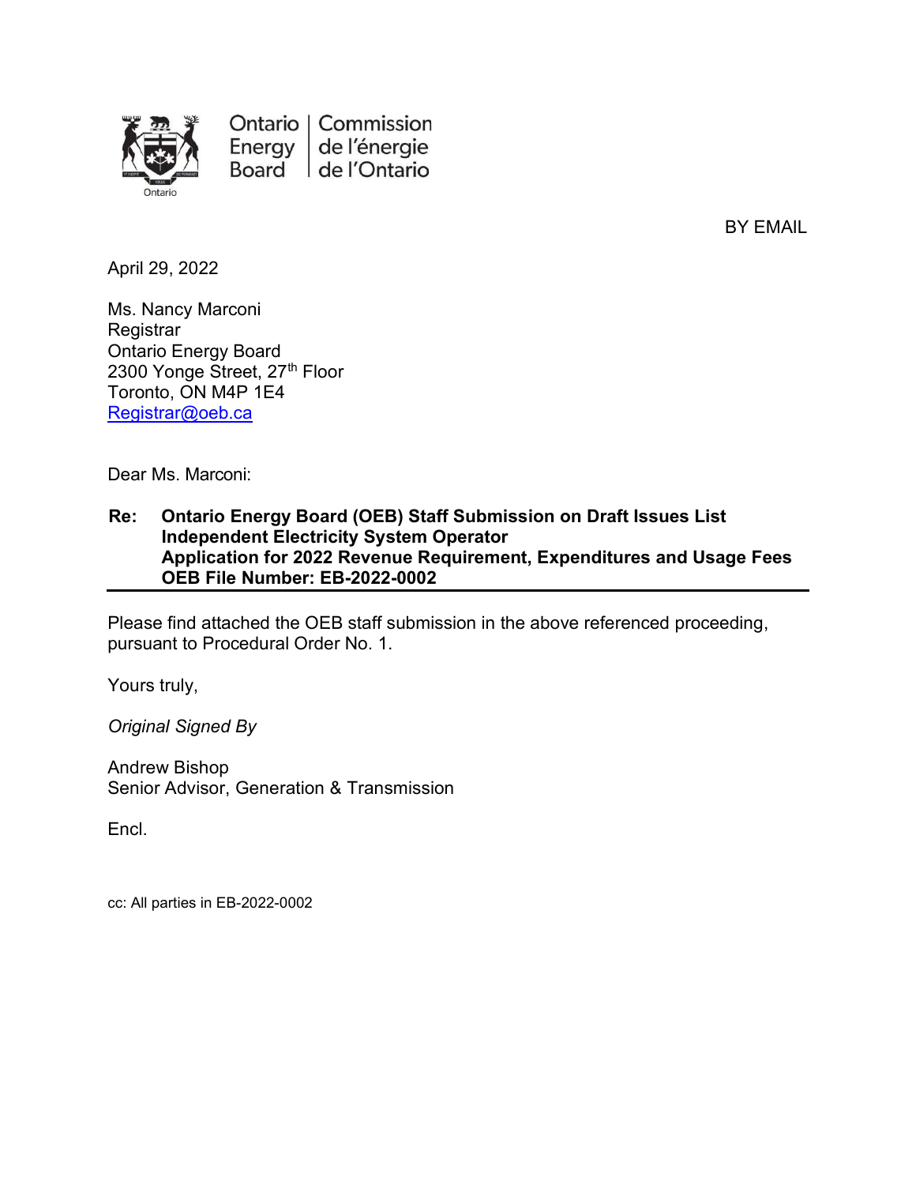Ontario Energy Board | Commission de l'énergie de l'Ontario

BY EMAIL

April 29, 2022

Ms. Nancy Marconi
Registrar
Ontario Energy Board
2300 Yonge Street, 27th Floor
Toronto, ON M4P 1E4
Registrar@oeb.ca

Dear Ms. Marconi:

**Re: Ontario Energy Board (OEB) Staff Submission on Draft Issues List**
**Independent Electricity System Operator**
**Application for 2022 Revenue Requirement, Expenditures and Usage Fees**
**OEB File Number: EB-2022-0002**

Please find attached the OEB staff submission in the above referenced proceeding, pursuant to Procedural Order No. 1.

Yours truly,

*Original Signed By*

Andrew Bishop
Senior Advisor, Generation & Transmission

Encl.

cc: All parties in EB-2022-0002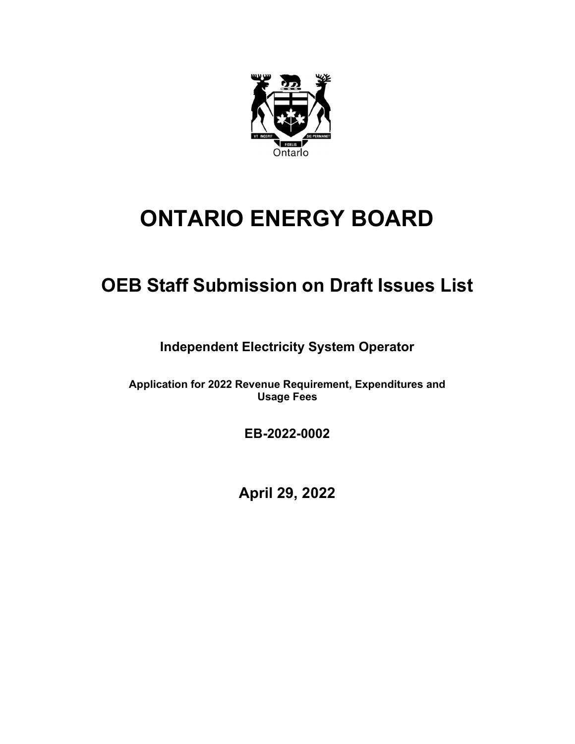# ONTARIO ENERGY BOARD

## OEB Staff Submission on Draft Issues List

**Independent Electricity System Operator**

**Application for 2022 Revenue Requirement, Expenditures and Usage Fees**

**EB-2022-0002**

**April 29, 2022**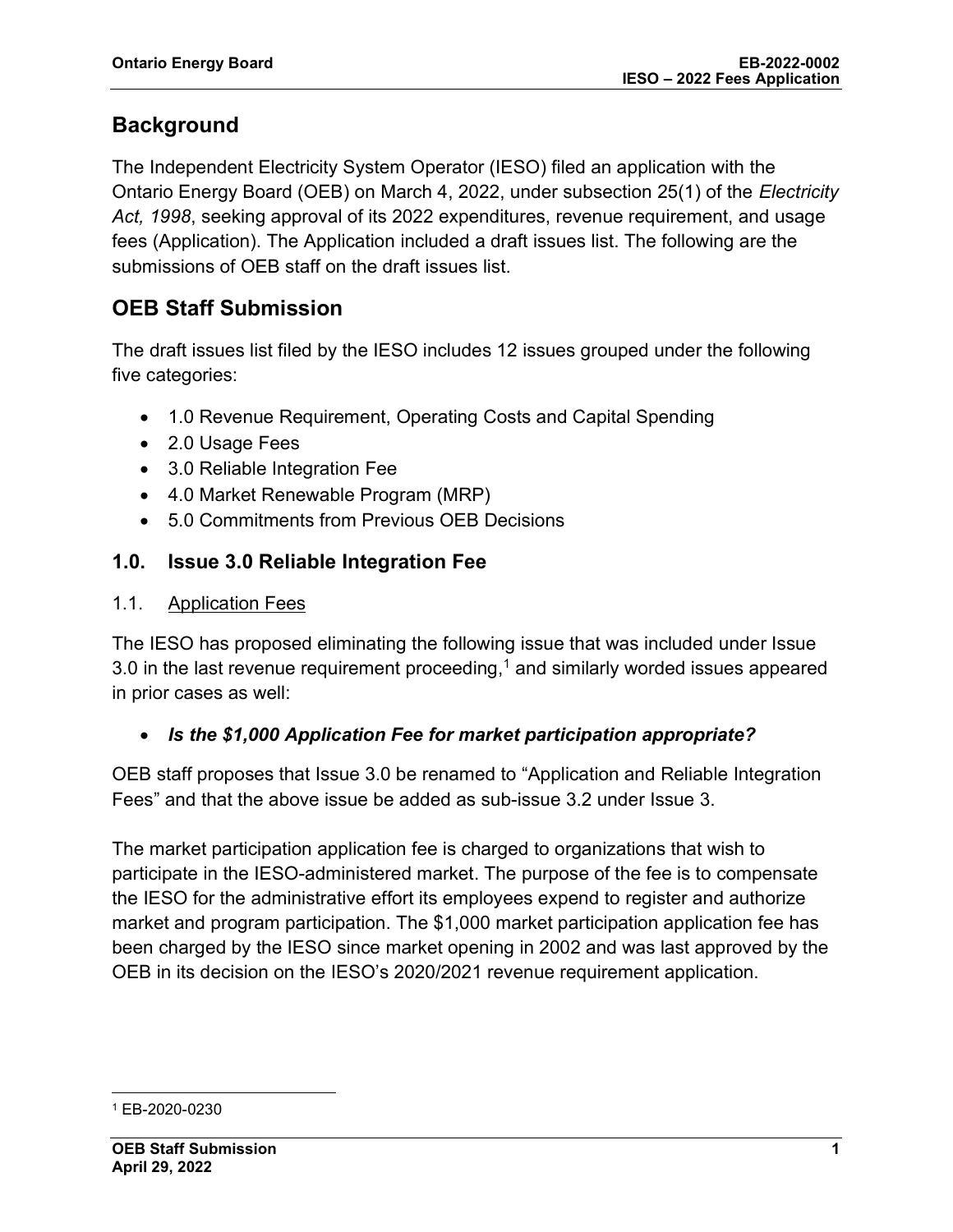## Background

The Independent Electricity System Operator (IESO) filed an application with the Ontario Energy Board (OEB) on March 4, 2022, under subsection 25(1) of the *Electricity Act, 1998*, seeking approval of its 2022 expenditures, revenue requirement, and usage fees (Application). The Application included a draft issues list. The following are the submissions of OEB staff on the draft issues list.

## OEB Staff Submission

The draft issues list filed by the IESO includes 12 issues grouped under the following five categories:

- 1.0 Revenue Requirement, Operating Costs and Capital Spending
- 2.0 Usage Fees
- 3.0 Reliable Integration Fee
- 4.0 Market Renewable Program (MRP)
- 5.0 Commitments from Previous OEB Decisions

### 1.0. Issue 3.0 Reliable Integration Fee

#### 1.1. Application Fees

The IESO has proposed eliminating the following issue that was included under Issue 3.0 in the last revenue requirement proceeding,[1] and similarly worded issues appeared in prior cases as well:

- ***Is the $1,000 Application Fee for market participation appropriate?***

OEB staff proposes that Issue 3.0 be renamed to "Application and Reliable Integration Fees" and that the above issue be added as sub-issue 3.2 under Issue 3.

The market participation application fee is charged to organizations that wish to participate in the IESO-administered market. The purpose of the fee is to compensate the IESO for the administrative effort its employees expend to register and authorize market and program participation. The $1,000 market participation application fee has been charged by the IESO since market opening in 2002 and was last approved by the OEB in its decision on the IESO's 2020/2021 revenue requirement application.

---

[1] EB-2020-0230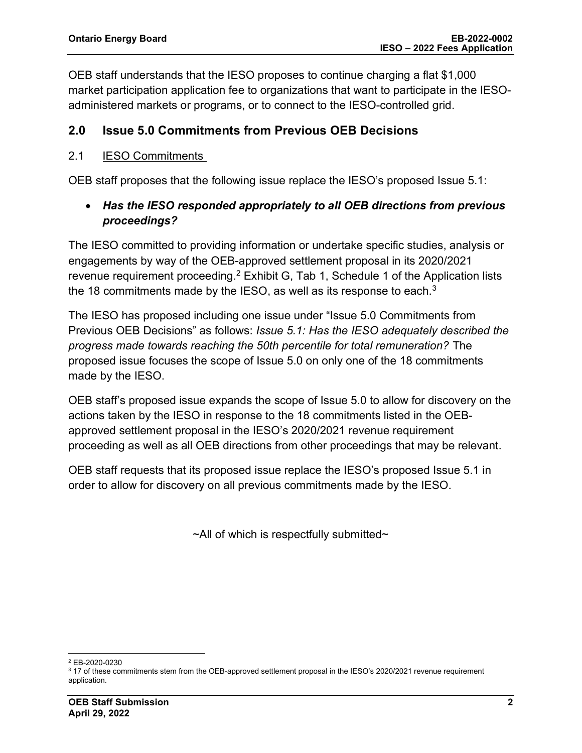OEB staff understands that the IESO proposes to continue charging a flat $1,000 market participation application fee to organizations that want to participate in the IESO-administered markets or programs, or to connect to the IESO-controlled grid.

## 2.0 Issue 5.0 Commitments from Previous OEB Decisions

### 2.1 IESO Commitments

OEB staff proposes that the following issue replace the IESO's proposed Issue 5.1:

- ***Has the IESO responded appropriately to all OEB directions from previous proceedings?***

The IESO committed to providing information or undertake specific studies, analysis or engagements by way of the OEB-approved settlement proposal in its 2020/2021 revenue requirement proceeding.[2] Exhibit G, Tab 1, Schedule 1 of the Application lists the 18 commitments made by the IESO, as well as its response to each.[3]

The IESO has proposed including one issue under "Issue 5.0 Commitments from Previous OEB Decisions" as follows: *Issue 5.1: Has the IESO adequately described the progress made towards reaching the 50th percentile for total remuneration?* The proposed issue focuses the scope of Issue 5.0 on only one of the 18 commitments made by the IESO.

OEB staff's proposed issue expands the scope of Issue 5.0 to allow for discovery on the actions taken by the IESO in response to the 18 commitments listed in the OEB-approved settlement proposal in the IESO's 2020/2021 revenue requirement proceeding as well as all OEB directions from other proceedings that may be relevant.

OEB staff requests that its proposed issue replace the IESO's proposed Issue 5.1 in order to allow for discovery on all previous commitments made by the IESO.

~All of which is respectfully submitted~

[2] EB-2020-0230

[3] 17 of these commitments stem from the OEB-approved settlement proposal in the IESO's 2020/2021 revenue requirement application.